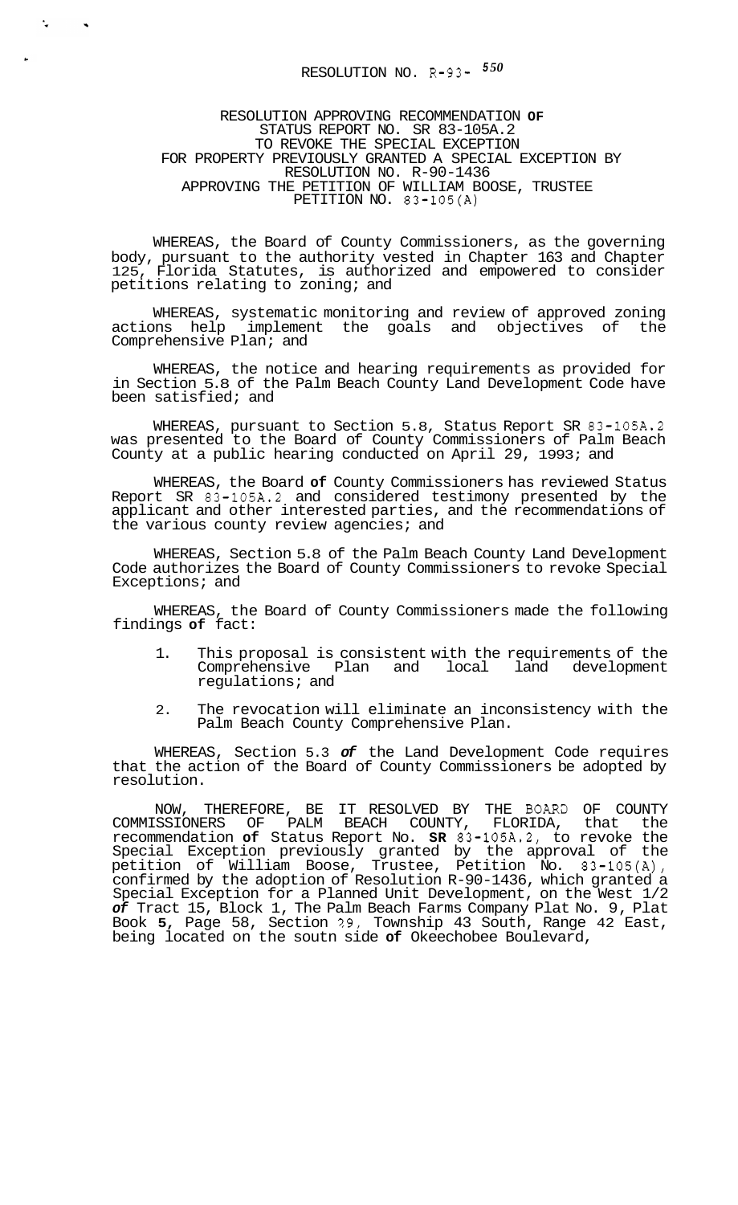RESOLUTION NO. R-93- 550

RESOLUTION APPROVING RECOMMENDATION OF
STATUS REPORT NO. SR 83-105A.2
TO REVOKE THE SPECIAL EXCEPTION
FOR PROPERTY PREVIOUSLY GRANTED A SPECIAL EXCEPTION BY
RESOLUTION NO. R-90-1436
APPROVING THE PETITION OF WILLIAM BOOSE, TRUSTEE
PETITION NO. 83-105(A)

WHEREAS, the Board of County Commissioners, as the governing body, pursuant to the authority vested in Chapter 163 and Chapter 125, Florida Statutes, is authorized and empowered to consider petitions relating to zoning; and

WHEREAS, systematic monitoring and review of approved zoning actions help implement the goals and objectives of the Comprehensive Plan; and

WHEREAS, the notice and hearing requirements as provided for in Section 5.8 of the Palm Beach County Land Development Code have been satisfied; and

WHEREAS, pursuant to Section 5.8, Status Report SR 83-105A.2 was presented to the Board of County Commissioners of Palm Beach County at a public hearing conducted on April 29, 1993; and

WHEREAS, the Board **of** County Commissioners has reviewed Status Report SR 83-105A.2 and considered testimony presented by the applicant and other interested parties, and the recommendations of the various county review agencies; and

WHEREAS, Section 5.8 of the Palm Beach County Land Development Code authorizes the Board of County Commissioners to revoke Special Exceptions; and

WHEREAS, the Board of County Commissioners made the following findings **of** fact:

1. This proposal is consistent with the requirements of the Comprehensive Plan and local land development regulations; and
2. The revocation will eliminate an inconsistency with the Palm Beach County Comprehensive Plan.

WHEREAS, Section 5.3 ***of*** the Land Development Code requires that the action of the Board of County Commissioners be adopted by resolution.

NOW, THEREFORE, BE IT RESOLVED BY THE BOARD OF COUNTY COMMISSIONERS OF PALM BEACH COUNTY, FLORIDA, that the recommendation **of** Status Report No. **SR** 83-105A.2, to revoke the Special Exception previously granted by the approval of the petition of William Boose, Trustee, Petition No. 83-105(A), confirmed by the adoption of Resolution R-90-1436, which granted a Special Exception for a Planned Unit Development, on the West 1/2 ***of*** Tract 15, Block 1, The Palm Beach Farms Company Plat No. 9, Plat Book **5**, Page 58, Section 29, Township 43 South, Range 42 East, being located on the soutn side **of** Okeechobee Boulevard,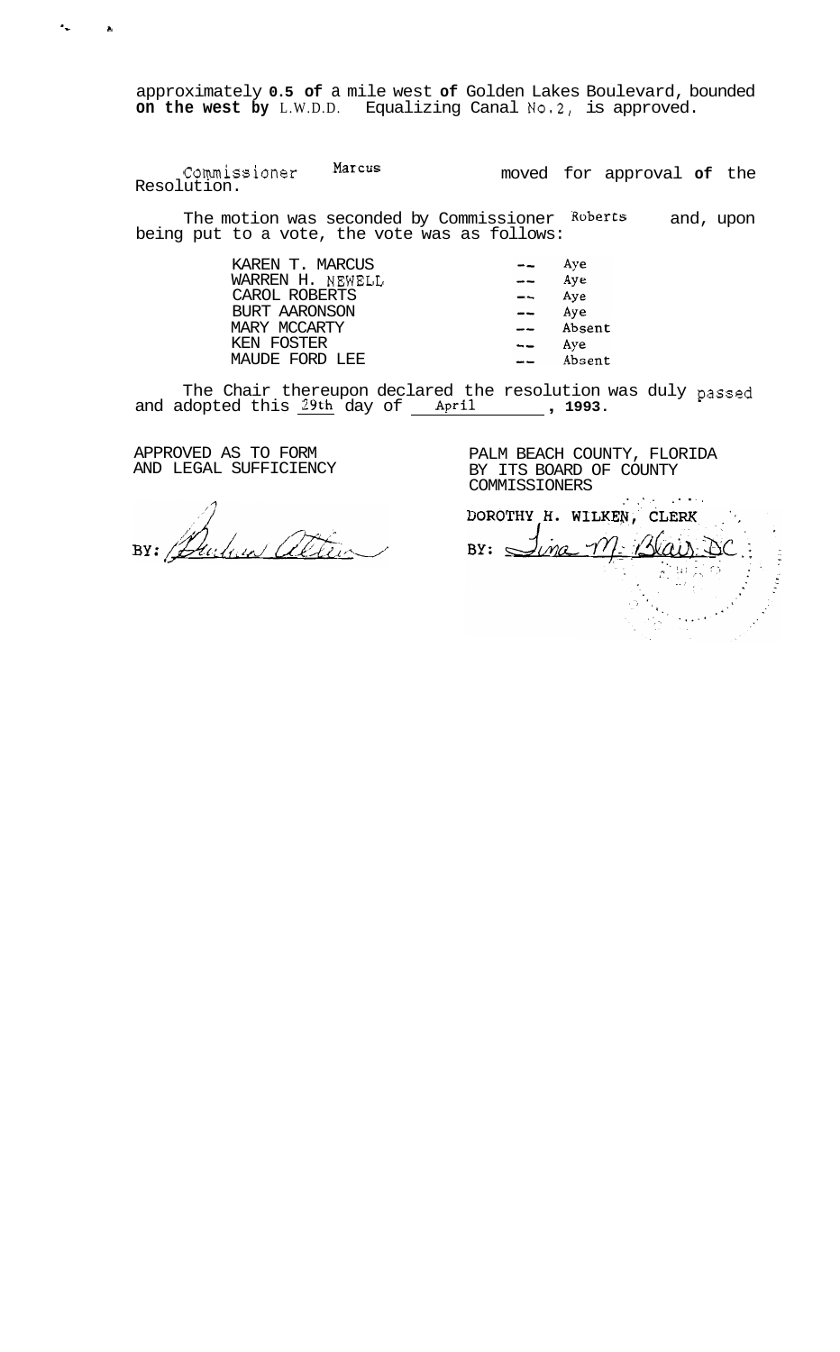approximately **0.5 of** a mile west **of** Golden Lakes Boulevard, bounded **on the west by** L.W.D.D. Equalizing Canal No.2, is approved.

Commissioner Marcus moved for approval **of** the Resolution.

The motion was seconded by Commissioner Roberts and, upon being put to a vote, the vote was as follows:

| | | |
|---|---|---|
| KAREN T. MARCUS | -- | Aye |
| WARREN H. NEWELL | -- | Aye |
| CAROL ROBERTS | -- | Aye |
| BURT AARONSON | -- | Aye |
| MARY MCCARTY | -- | Absent |
| KEN FOSTER | -- | Aye |
| MAUDE FORD LEE | -- | Absent |

The Chair thereupon declared the resolution was duly passed and adopted this 29th day of April, **1993**.

APPROVED AS TO FORM
AND LEGAL SUFFICIENCY

BY: [signature]

PALM BEACH COUNTY, FLORIDA
BY ITS BOARD OF COUNTY
COMMISSIONERS

DOROTHY H. WILKEN, CLERK

BY: Sina M. Blair DC